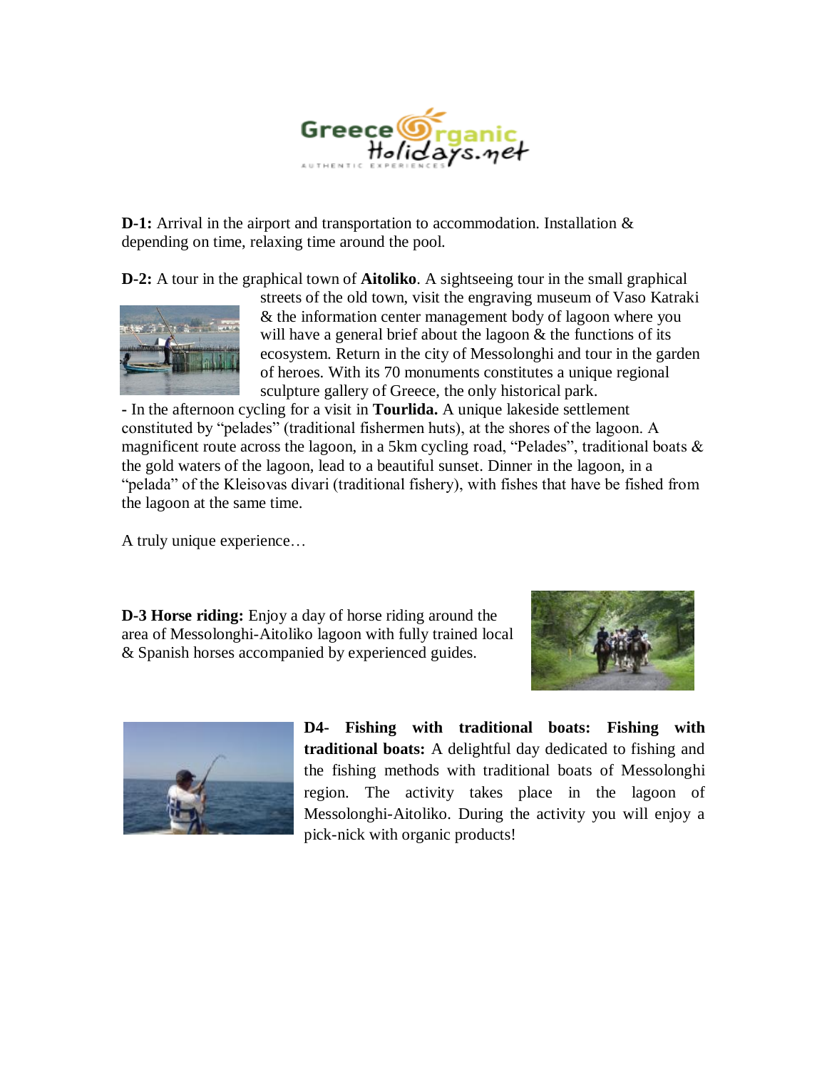**D-1:** Arrival in the airport and transportation to accommodation. Installation & depending on time, relaxing time around the pool.

**D-2:** A tour in the graphical town of **Aitoliko**. A sightseeing tour in the small graphical streets of the old town, visit the engraving museum of Vaso Katraki & the information center management body of lagoon where you will have a general brief about the lagoon & the functions of its ecosystem. Return in the city of Messolonghi and tour in the garden of heroes. With its 70 monuments constitutes a unique regional sculpture gallery of Greece, the only historical park.

**-** In the afternoon cycling for a visit in **Tourlida.** A unique lakeside settlement constituted by "pelades" (traditional fishermen huts), at the shores of the lagoon. A magnificent route across the lagoon, in a 5km cycling road, "Pelades", traditional boats & the gold waters of the lagoon, lead to a beautiful sunset. Dinner in the lagoon, in a "pelada" of the Kleisovas divari (traditional fishery), with fishes that have be fished from the lagoon at the same time.

A truly unique experience…

**D-3 Horse riding:** Enjoy a day of horse riding around the area of Messolonghi-Aitoliko lagoon with fully trained local & Spanish horses accompanied by experienced guides.

**D4- Fishing with traditional boats: Fishing with traditional boats:** A delightful day dedicated to fishing and the fishing methods with traditional boats of Messolonghi region. The activity takes place in the lagoon of Messolonghi-Aitoliko. During the activity you will enjoy a pick-nick with organic products!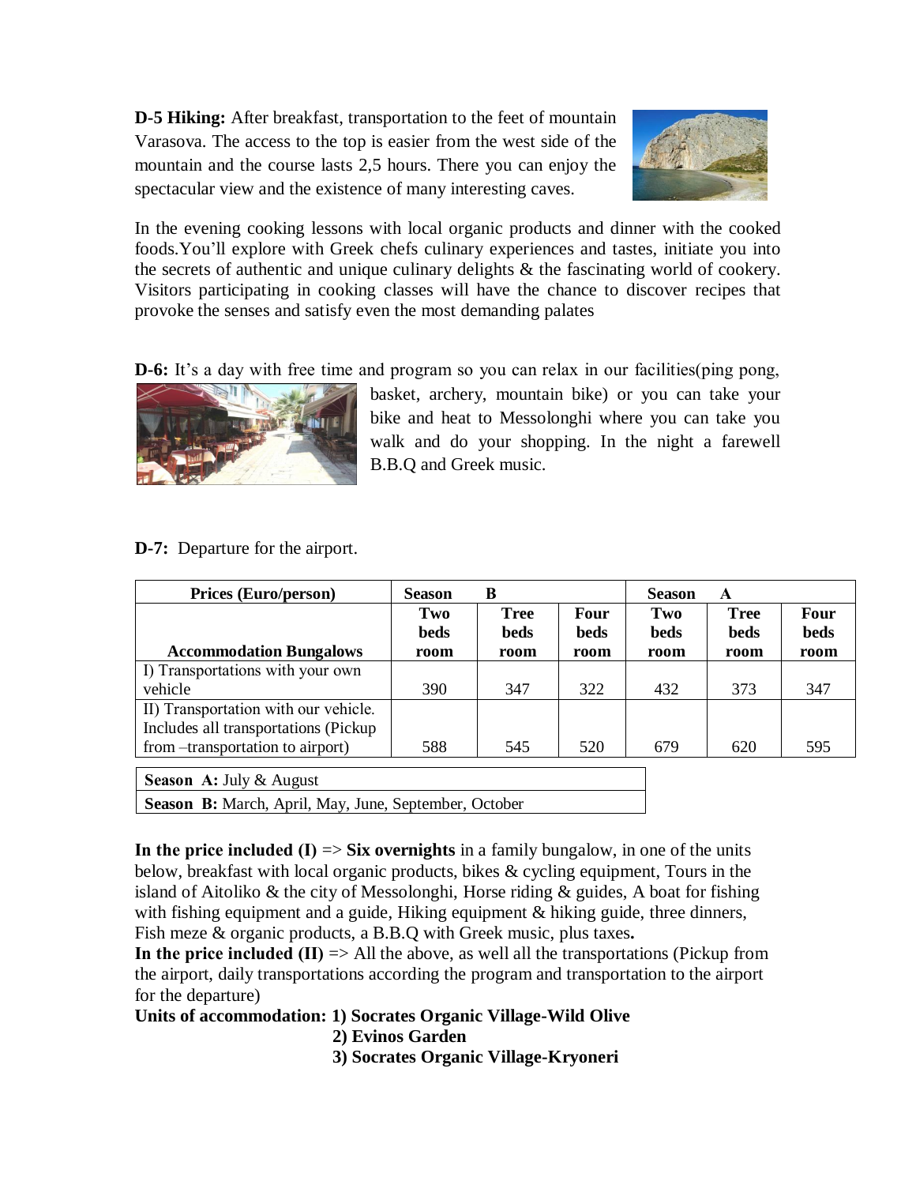**D-5 Hiking:** After breakfast, transportation to the feet of mountain Varasova. The access to the top is easier from the west side of the mountain and the course lasts 2,5 hours. There you can enjoy the spectacular view and the existence of many interesting caves.

In the evening cooking lessons with local organic products and dinner with the cooked foods.You'll explore with Greek chefs culinary experiences and tastes, initiate you into the secrets of authentic and unique culinary delights & the fascinating world of cookery. Visitors participating in cooking classes will have the chance to discover recipes that provoke the senses and satisfy even the most demanding palates

**D-6:** It's a day with free time and program so you can relax in our facilities(ping pong, basket, archery, mountain bike) or you can take your bike and heat to Messolonghi where you can take you walk and do your shopping. In the night a farewell B.B.Q and Greek music.

**D-7:** Departure for the airport.

| Prices (Euro/person) | Season B | | | Season A | | |
|---|---|---|---|---|---|---|
| Accommodation Bungalows | Two beds room | Tree beds room | Four beds room | Two beds room | Tree beds room | Four beds room |
| I) Transportations with your own vehicle | 390 | 347 | 322 | 432 | 373 | 347 |
| II) Transportation with our vehicle. Includes all transportations (Pickup from –transportation to airport) | 588 | 545 | 520 | 679 | 620 | 595 |

| | |
|---|---|
| **Season A:** July & August | |
| **Season B:** March, April, May, June, September, October | |

**In the price included (I)** => **Six overnights** in a family bungalow, in one of the units below, breakfast with local organic products, bikes & cycling equipment, Tours in the island of Aitoliko & the city of Messolonghi, Horse riding & guides, A boat for fishing with fishing equipment and a guide, Hiking equipment & hiking guide, three dinners, Fish meze & organic products, a B.B.Q with Greek music, plus taxes**.**

**In the price included (II)** => All the above, as well all the transportations (Pickup from the airport, daily transportations according the program and transportation to the airport for the departure)

**Units of accommodation: 1) Socrates Organic Village-Wild Olive**
**2) Evinos Garden**
**3) Socrates Organic Village-Kryoneri**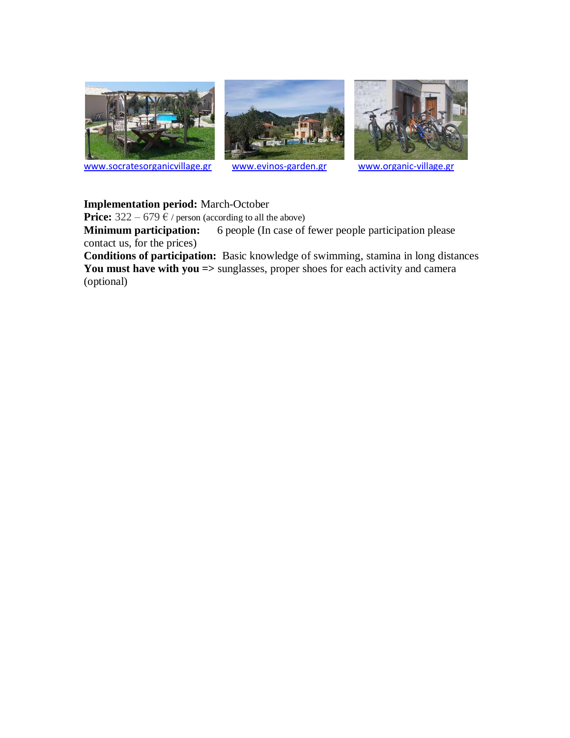www.socratesorganicvillage.gr www.evinos-garden.gr www.organic-village.gr

**Implementation period:** March-October
**Price:** 322 – 679 € / person (according to all the above)
**Minimum participation:** 6 people (In case of fewer people participation please contact us, for the prices)
**Conditions of participation:** Basic knowledge of swimming, stamina in long distances
**You must have with you =>** sunglasses, proper shoes for each activity and camera (optional)